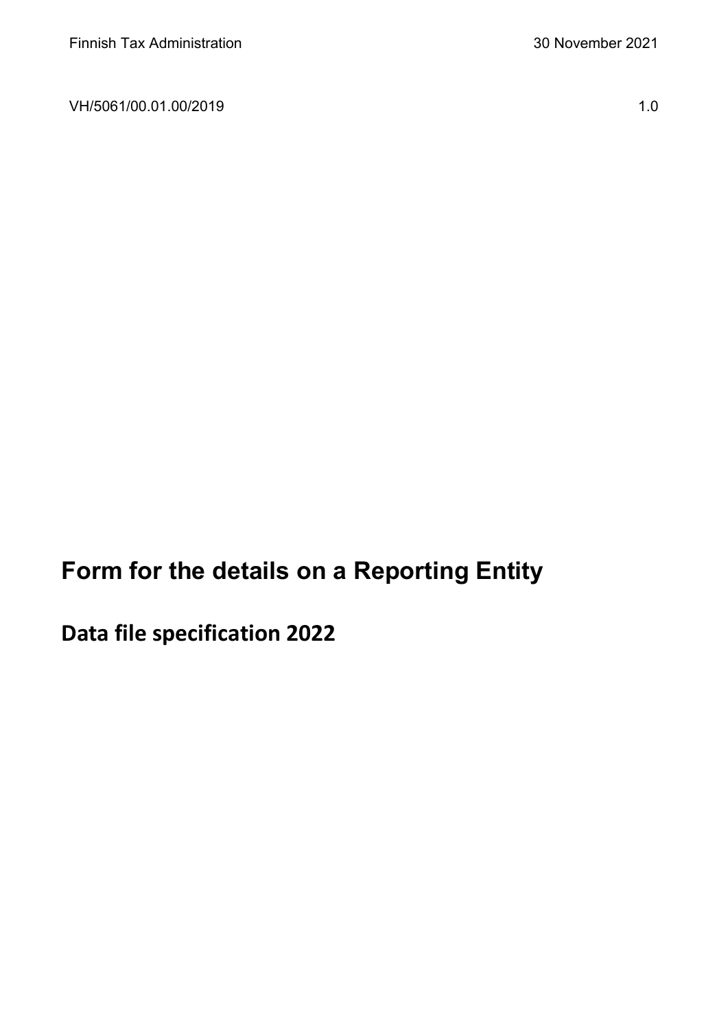Finnish Tax Administration 30 November 2021

VH/5061/00.01.00/2019 1.0

# Form for the details on a Reporting Entity

## Data file specification 2022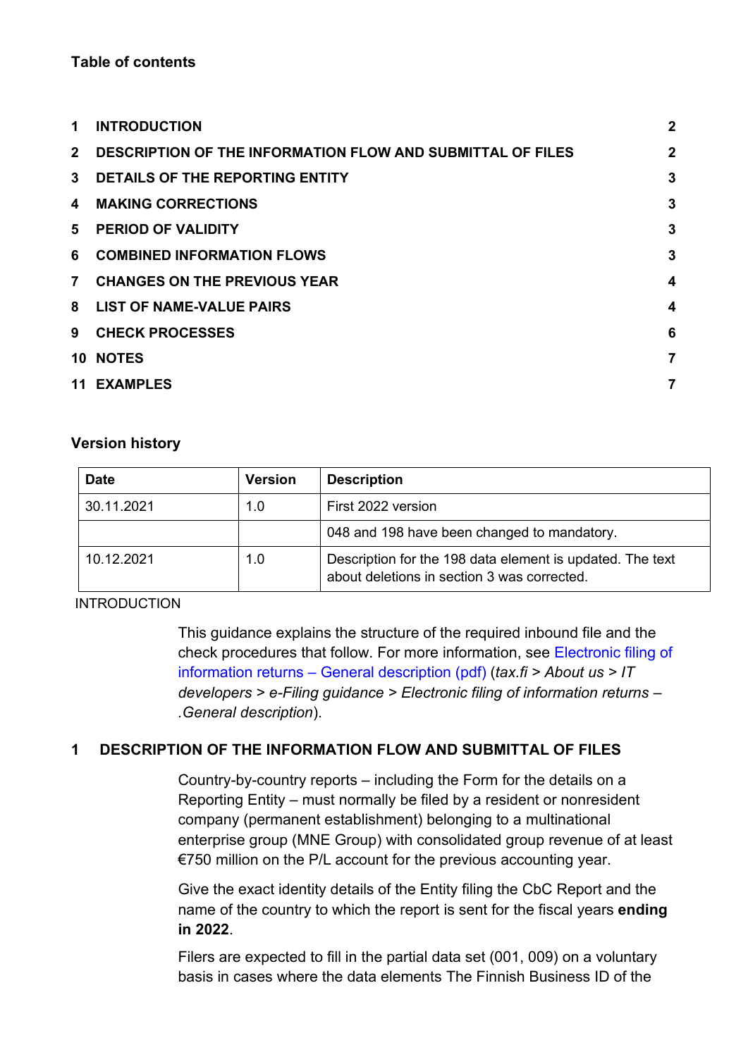**Table of contents**

| | | |
|---|---|---|
| 1 | INTRODUCTION | 2 |
| 2 | DESCRIPTION OF THE INFORMATION FLOW AND SUBMITTAL OF FILES | 2 |
| 3 | DETAILS OF THE REPORTING ENTITY | 3 |
| 4 | MAKING CORRECTIONS | 3 |
| 5 | PERIOD OF VALIDITY | 3 |
| 6 | COMBINED INFORMATION FLOWS | 3 |
| 7 | CHANGES ON THE PREVIOUS YEAR | 4 |
| 8 | LIST OF NAME-VALUE PAIRS | 4 |
| 9 | CHECK PROCESSES | 6 |
| 10 | NOTES | 7 |
| 11 | EXAMPLES | 7 |

**Version history**

| Date | Version | Description |
|---|---|---|
| 30.11.2021 | 1.0 | First 2022 version |
| | | 048 and 198 have been changed to mandatory. |
| 10.12.2021 | 1.0 | Description for the 198 data element is updated. The text about deletions in section 3 was corrected. |

INTRODUCTION

This guidance explains the structure of the required inbound file and the check procedures that follow. For more information, see Electronic filing of information returns – General description (pdf) (*tax.fi > About us > IT developers > e-Filing guidance > Electronic filing of information returns – .General description*).

## 1 DESCRIPTION OF THE INFORMATION FLOW AND SUBMITTAL OF FILES

Country-by-country reports – including the Form for the details on a Reporting Entity – must normally be filed by a resident or nonresident company (permanent establishment) belonging to a multinational enterprise group (MNE Group) with consolidated group revenue of at least €750 million on the P/L account for the previous accounting year.

Give the exact identity details of the Entity filing the CbC Report and the name of the country to which the report is sent for the fiscal years **ending in 2022**.

Filers are expected to fill in the partial data set (001, 009) on a voluntary basis in cases where the data elements The Finnish Business ID of the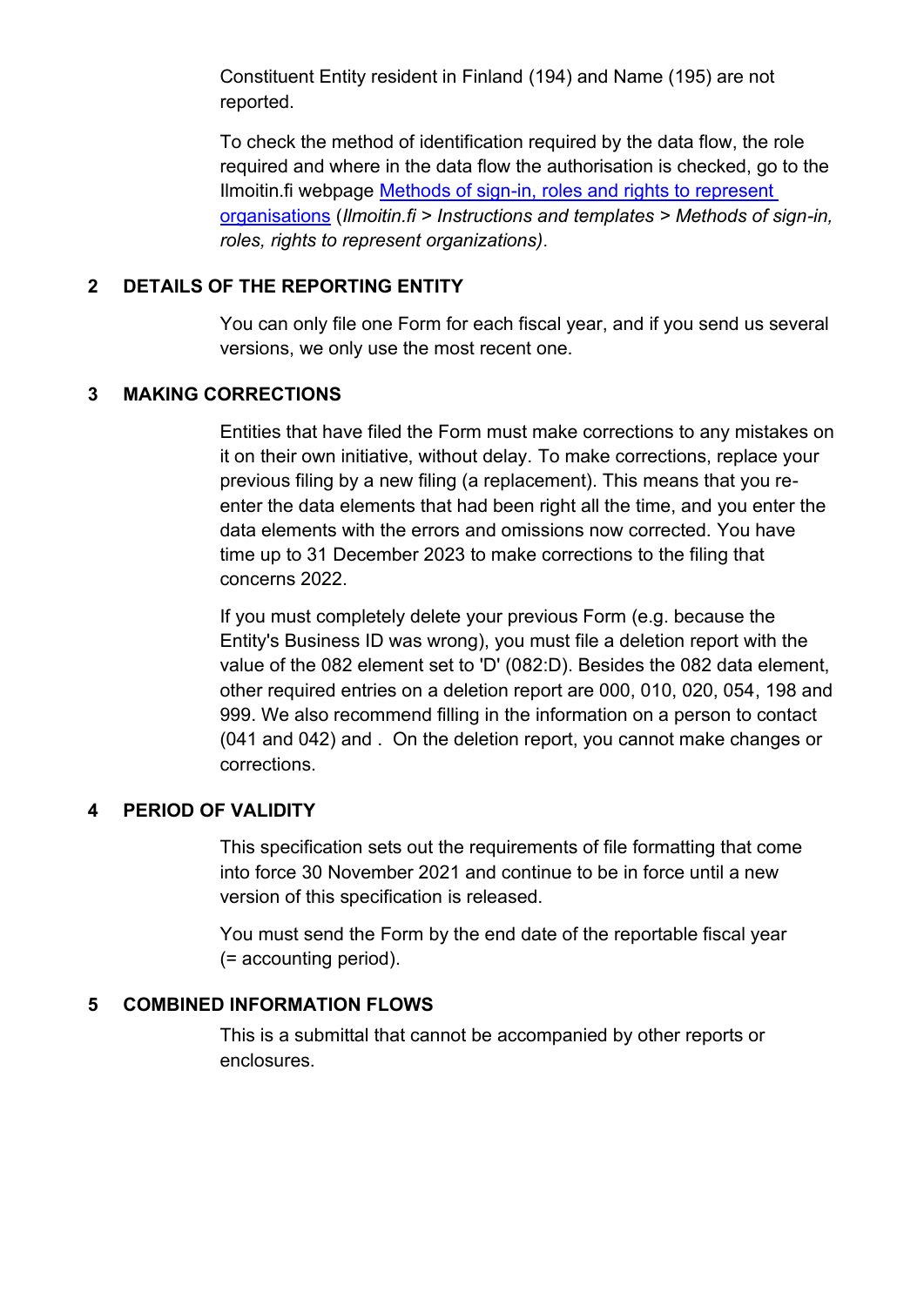Constituent Entity resident in Finland (194) and Name (195) are not reported.

To check the method of identification required by the data flow, the role required and where in the data flow the authorisation is checked, go to the Ilmoitin.fi webpage [Methods of sign-in, roles and rights to represent organisations](#) (*Ilmoitin.fi > Instructions and templates > Methods of sign-in, roles, rights to represent organizations)*.

## 2 DETAILS OF THE REPORTING ENTITY

You can only file one Form for each fiscal year, and if you send us several versions, we only use the most recent one.

## 3 MAKING CORRECTIONS

Entities that have filed the Form must make corrections to any mistakes on it on their own initiative, without delay. To make corrections, replace your previous filing by a new filing (a replacement). This means that you re-enter the data elements that had been right all the time, and you enter the data elements with the errors and omissions now corrected. You have time up to 31 December 2023 to make corrections to the filing that concerns 2022.

If you must completely delete your previous Form (e.g. because the Entity's Business ID was wrong), you must file a deletion report with the value of the 082 element set to 'D' (082:D). Besides the 082 data element, other required entries on a deletion report are 000, 010, 020, 054, 198 and 999. We also recommend filling in the information on a person to contact (041 and 042) and . On the deletion report, you cannot make changes or corrections.

## 4 PERIOD OF VALIDITY

This specification sets out the requirements of file formatting that come into force 30 November 2021 and continue to be in force until a new version of this specification is released.

You must send the Form by the end date of the reportable fiscal year (= accounting period).

## 5 COMBINED INFORMATION FLOWS

This is a submittal that cannot be accompanied by other reports or enclosures.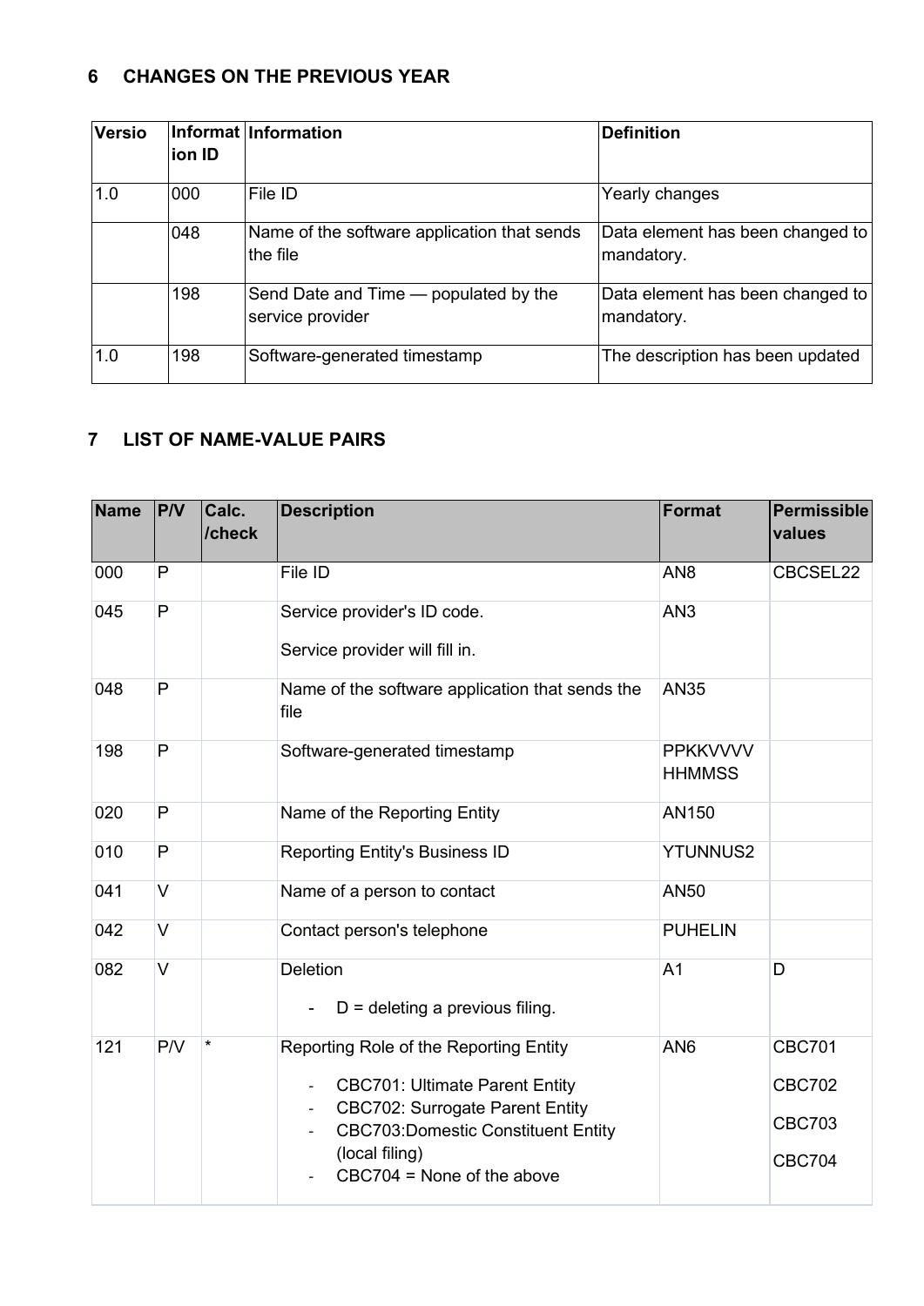## 6 CHANGES ON THE PREVIOUS YEAR

| Versio | Information ID | Information | Definition |
|---|---|---|---|
| 1.0 | 000 | File ID | Yearly changes |
| | 048 | Name of the software application that sends the file | Data element has been changed to mandatory. |
| | 198 | Send Date and Time — populated by the service provider | Data element has been changed to mandatory. |
| 1.0 | 198 | Software-generated timestamp | The description has been updated |

## 7 LIST OF NAME-VALUE PAIRS

| Name | P/V | Calc. /check | Description | Format | Permissible values |
|---|---|---|---|---|---|
| 000 | P | | File ID | AN8 | CBCSEL22 |
| 045 | P | | Service provider's ID code.<br><br>Service provider will fill in. | AN3 | |
| 048 | P | | Name of the software application that sends the file | AN35 | |
| 198 | P | | Software-generated timestamp | PPKKVVVV HHMMSS | |
| 020 | P | | Name of the Reporting Entity | AN150 | |
| 010 | P | | Reporting Entity's Business ID | YTUNNUS2 | |
| 041 | V | | Name of a person to contact | AN50 | |
| 042 | V | | Contact person's telephone | PUHELIN | |
| 082 | V | | Deletion<br><br>- D = deleting a previous filing. | A1 | D |
| 121 | P/V | * | Reporting Role of the Reporting Entity<br><br>- CBC701: Ultimate Parent Entity<br>- CBC702: Surrogate Parent Entity<br>- CBC703:Domestic Constituent Entity (local filing)<br>- CBC704 = None of the above | AN6 | CBC701<br><br>CBC702<br><br>CBC703<br><br>CBC704 |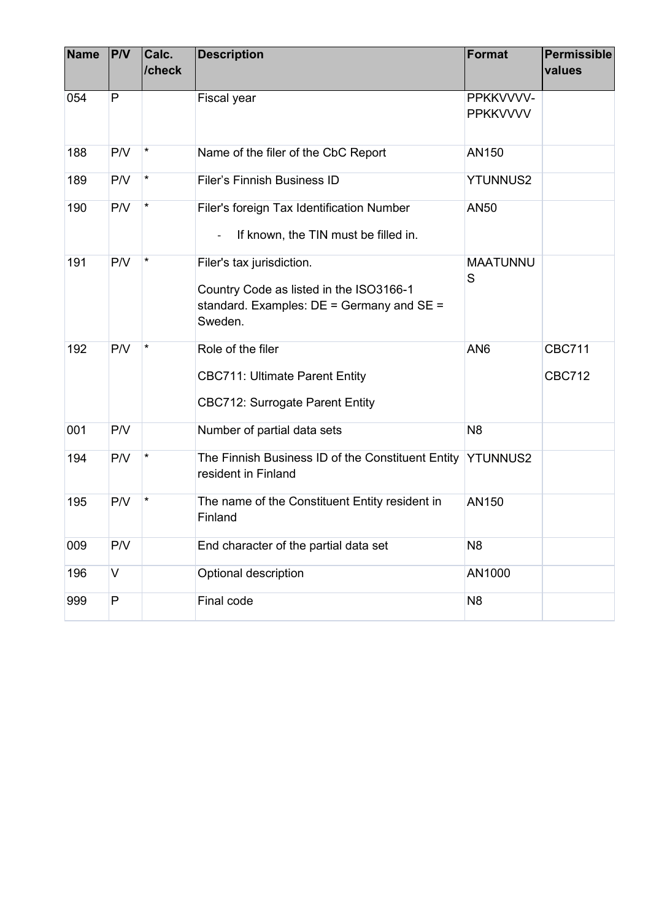| Name | P/V | Calc. /check | Description | Format | Permissible values |
|---|---|---|---|---|---|
| 054 | P | | Fiscal year | PPKKVVVV-PPKKVVVV | |
| 188 | P/V | * | Name of the filer of the CbC Report | AN150 | |
| 189 | P/V | * | Filer’s Finnish Business ID | YTUNNUS2 | |
| 190 | P/V | * | Filer's foreign Tax Identification Number<br>- If known, the TIN must be filled in. | AN50 | |
| 191 | P/V | * | Filer's tax jurisdiction.<br>Country Code as listed in the ISO3166-1 standard. Examples: DE = Germany and SE = Sweden. | MAATUNNUS | |
| 192 | P/V | * | Role of the filer<br>CBC711: Ultimate Parent Entity<br>CBC712: Surrogate Parent Entity | AN6 | CBC711<br>CBC712 |
| 001 | P/V | | Number of partial data sets | N8 | |
| 194 | P/V | * | The Finnish Business ID of the Constituent Entity resident in Finland | YTUNNUS2 | |
| 195 | P/V | * | The name of the Constituent Entity resident in Finland | AN150 | |
| 009 | P/V | | End character of the partial data set | N8 | |
| 196 | V | | Optional description | AN1000 | |
| 999 | P | | Final code | N8 | |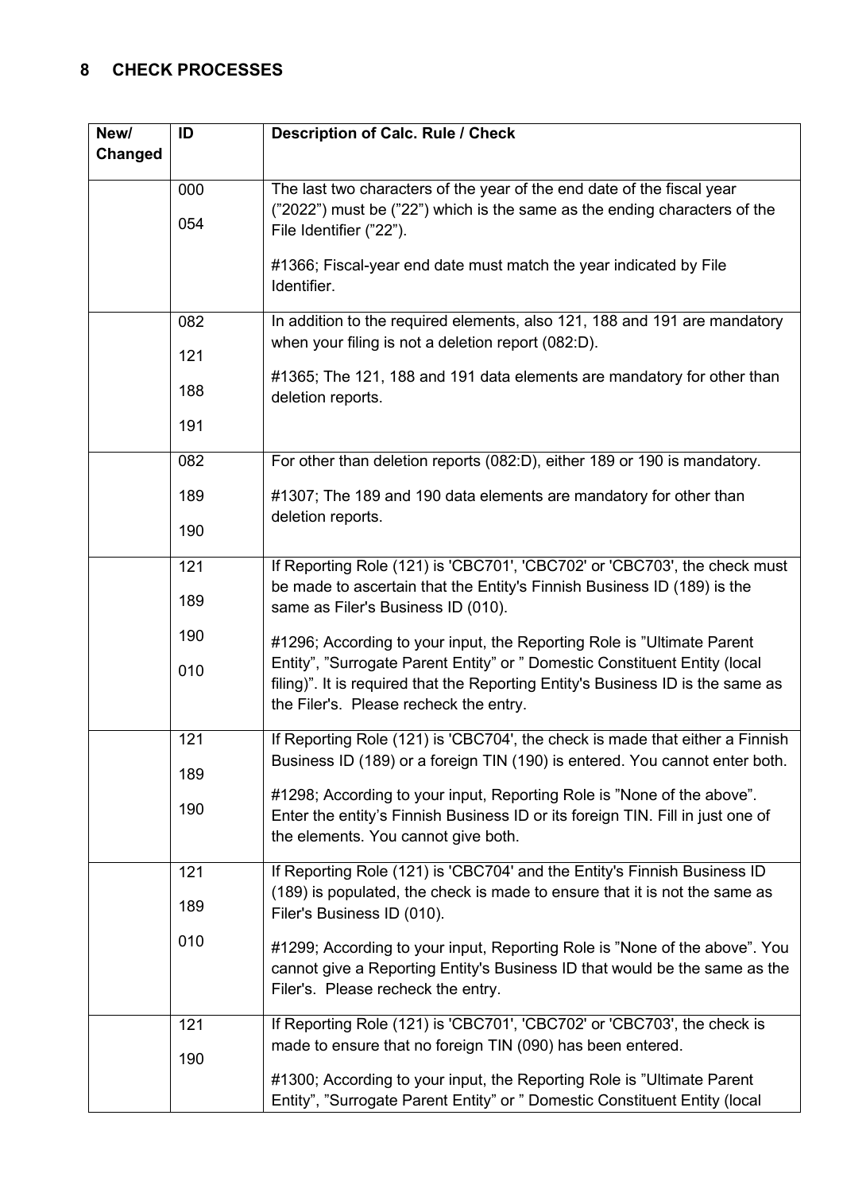## 8 CHECK PROCESSES

| New/ Changed | ID | Description of Calc. Rule / Check |
|---|---|---|
| | 000<br>054 | The last two characters of the year of the end date of the fiscal year (”2022”) must be (”22”) which is the same as the ending characters of the File Identifier (”22”).<br><br>#1366; Fiscal-year end date must match the year indicated by File Identifier. |
| | 082<br>121<br>188<br>191 | In addition to the required elements, also 121, 188 and 191 are mandatory when your filing is not a deletion report (082:D).<br><br>#1365; The 121, 188 and 191 data elements are mandatory for other than deletion reports. |
| | 082<br>189<br>190 | For other than deletion reports (082:D), either 189 or 190 is mandatory.<br><br>#1307; The 189 and 190 data elements are mandatory for other than deletion reports. |
| | 121<br>189<br>190<br>010 | If Reporting Role (121) is 'CBC701', 'CBC702' or 'CBC703', the check must be made to ascertain that the Entity's Finnish Business ID (189) is the same as Filer's Business ID (010).<br><br>#1296; According to your input, the Reporting Role is ”Ultimate Parent Entity”, ”Surrogate Parent Entity” or ” Domestic Constituent Entity (local filing)”. It is required that the Reporting Entity's Business ID is the same as the Filer's. Please recheck the entry. |
| | 121<br>189<br>190 | If Reporting Role (121) is 'CBC704', the check is made that either a Finnish Business ID (189) or a foreign TIN (190) is entered. You cannot enter both.<br><br>#1298; According to your input, Reporting Role is ”None of the above”. Enter the entity’s Finnish Business ID or its foreign TIN. Fill in just one of the elements. You cannot give both. |
| | 121<br>189<br>010 | If Reporting Role (121) is 'CBC704' and the Entity's Finnish Business ID (189) is populated, the check is made to ensure that it is not the same as Filer's Business ID (010).<br><br>#1299; According to your input, Reporting Role is ”None of the above”. You cannot give a Reporting Entity's Business ID that would be the same as the Filer's. Please recheck the entry. |
| | 121<br>190 | If Reporting Role (121) is 'CBC701', 'CBC702' or 'CBC703', the check is made to ensure that no foreign TIN (090) has been entered.<br><br>#1300; According to your input, the Reporting Role is ”Ultimate Parent Entity”, ”Surrogate Parent Entity” or ” Domestic Constituent Entity (local |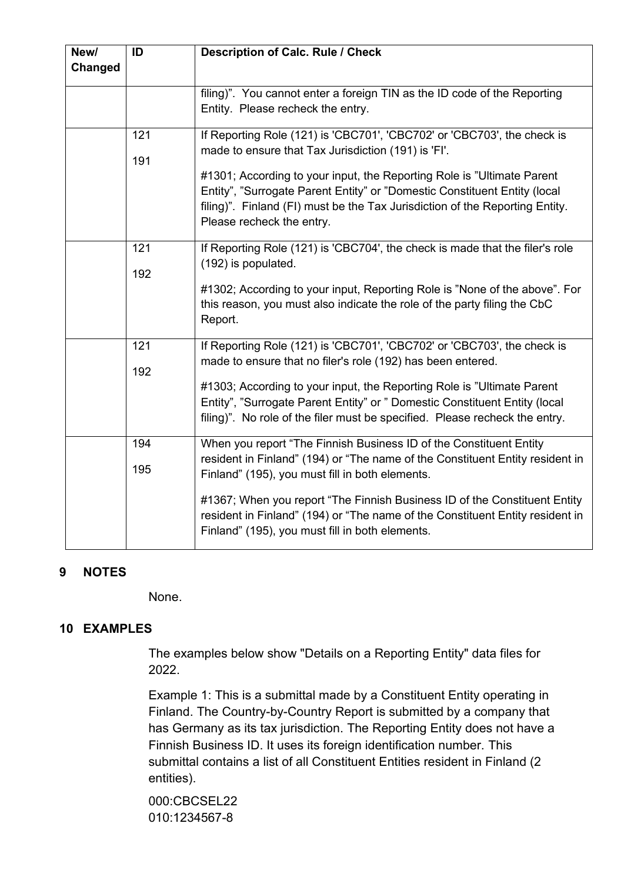| New/ Changed | ID | Description of Calc. Rule / Check |
|---|---|---|
| | | filing)". You cannot enter a foreign TIN as the ID code of the Reporting Entity. Please recheck the entry. |
| | 121<br>191 | If Reporting Role (121) is 'CBC701', 'CBC702' or 'CBC703', the check is made to ensure that Tax Jurisdiction (191) is 'FI'.<br><br>#1301; According to your input, the Reporting Role is "Ultimate Parent Entity", "Surrogate Parent Entity" or "Domestic Constituent Entity (local filing)". Finland (FI) must be the Tax Jurisdiction of the Reporting Entity. Please recheck the entry. |
| | 121<br>192 | If Reporting Role (121) is 'CBC704', the check is made that the filer's role (192) is populated.<br><br>#1302; According to your input, Reporting Role is "None of the above". For this reason, you must also indicate the role of the party filing the CbC Report. |
| | 121<br>192 | If Reporting Role (121) is 'CBC701', 'CBC702' or 'CBC703', the check is made to ensure that no filer's role (192) has been entered.<br><br>#1303; According to your input, the Reporting Role is "Ultimate Parent Entity", "Surrogate Parent Entity" or " Domestic Constituent Entity (local filing)". No role of the filer must be specified. Please recheck the entry. |
| | 194<br>195 | When you report "The Finnish Business ID of the Constituent Entity resident in Finland" (194) or "The name of the Constituent Entity resident in Finland" (195), you must fill in both elements.<br><br>#1367; When you report "The Finnish Business ID of the Constituent Entity resident in Finland" (194) or "The name of the Constituent Entity resident in Finland" (195), you must fill in both elements. |

## 9 NOTES

None.

## 10 EXAMPLES

The examples below show "Details on a Reporting Entity" data files for 2022.

Example 1: This is a submittal made by a Constituent Entity operating in Finland. The Country-by-Country Report is submitted by a company that has Germany as its tax jurisdiction. The Reporting Entity does not have a Finnish Business ID. It uses its foreign identification number. This submittal contains a list of all Constituent Entities resident in Finland (2 entities).

```
000:CBCSEL22
010:1234567-8
```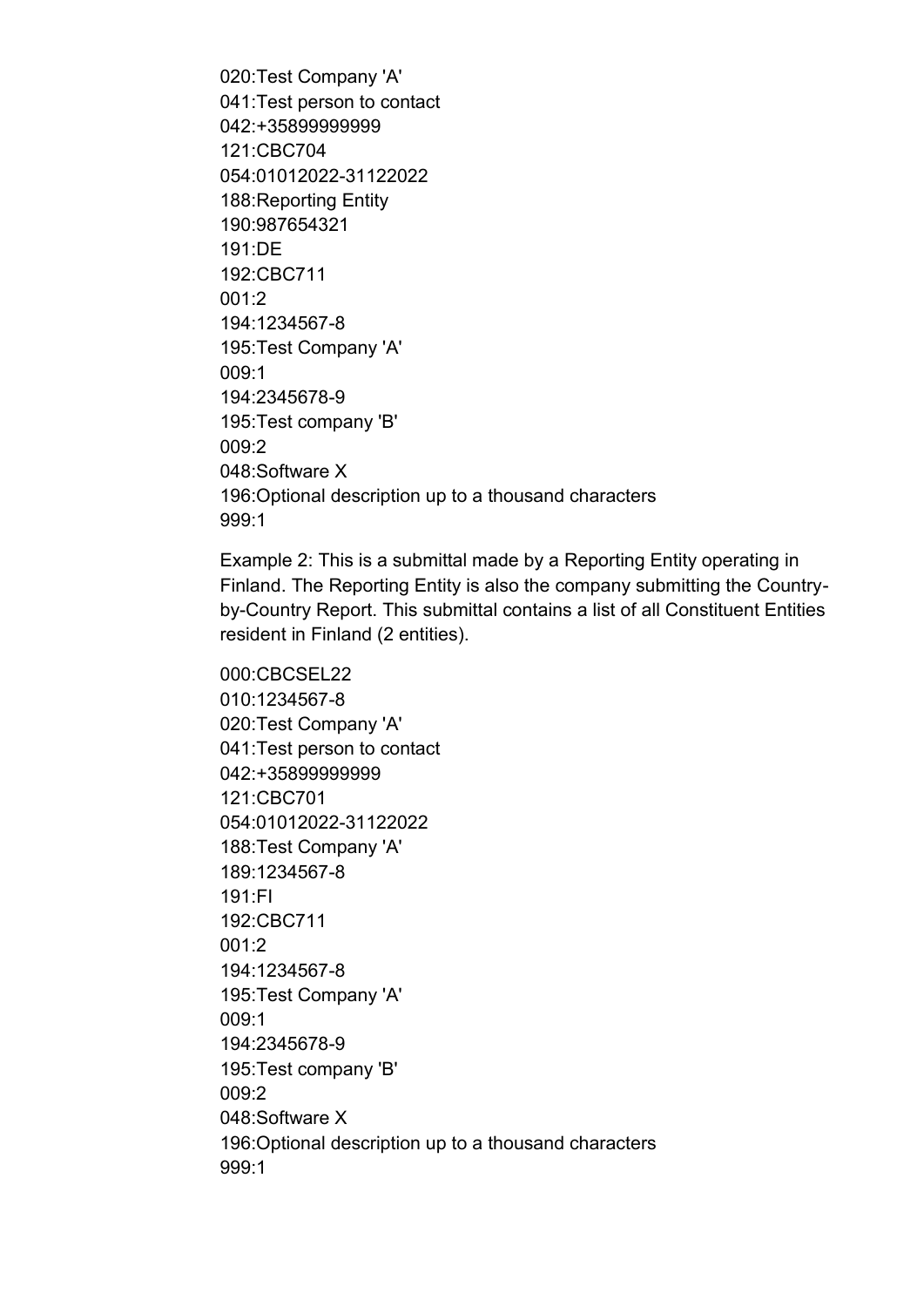020:Test Company 'A'
041:Test person to contact
042:+35899999999
121:CBC704
054:01012022-31122022
188:Reporting Entity
190:987654321
191:DE
192:CBC711
001:2
194:1234567-8
195:Test Company 'A'
009:1
194:2345678-9
195:Test company 'B'
009:2
048:Software X
196:Optional description up to a thousand characters
999:1

Example 2: This is a submittal made by a Reporting Entity operating in Finland. The Reporting Entity is also the company submitting the Country-by-Country Report. This submittal contains a list of all Constituent Entities resident in Finland (2 entities).

000:CBCSEL22
010:1234567-8
020:Test Company 'A'
041:Test person to contact
042:+35899999999
121:CBC701
054:01012022-31122022
188:Test Company 'A'
189:1234567-8
191:FI
192:CBC711
001:2
194:1234567-8
195:Test Company 'A'
009:1
194:2345678-9
195:Test company 'B'
009:2
048:Software X
196:Optional description up to a thousand characters
999:1